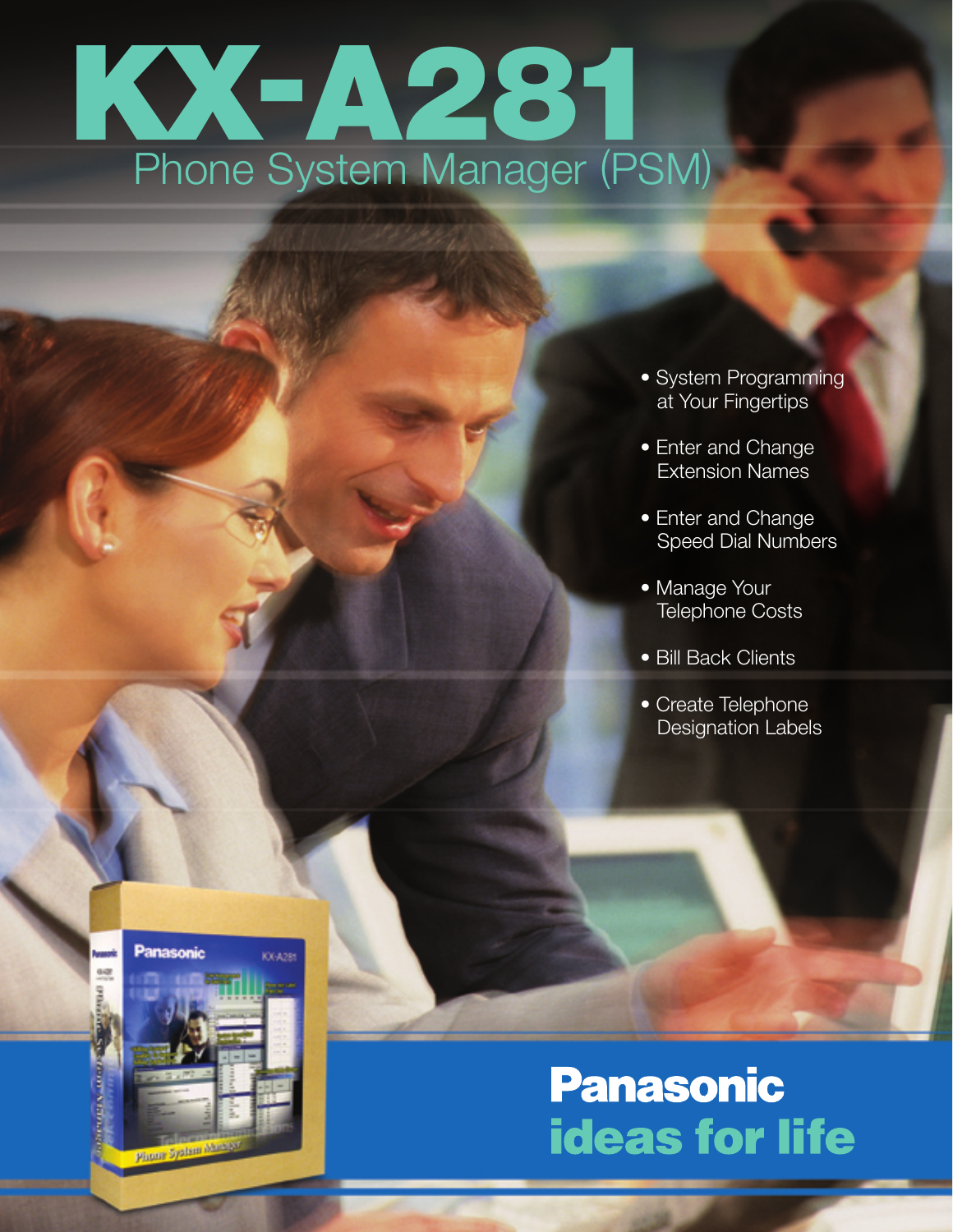# KX-A281

## Phone System Manager (PSM)

- System Programming at Your Fingertips
- Enter and Change Extension Names
- Enter and Change Speed Dial Numbers
- Manage Your Telephone Costs
- Bill Back Clients
- Create Telephone Designation Labels

**Panasonic**

**ideas for life**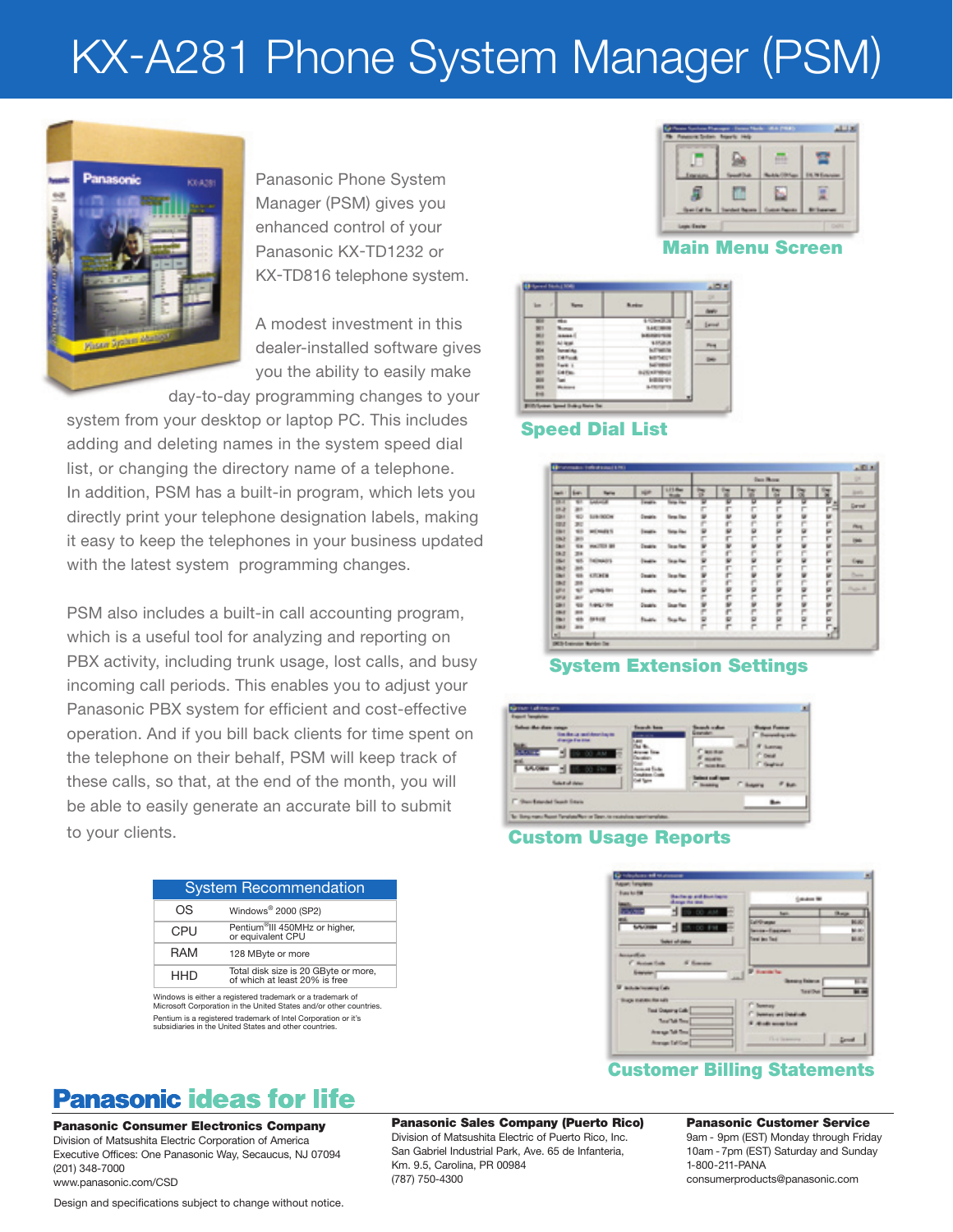# KX-A281 Phone System Manager (PSM)

Panasonic Phone System Manager (PSM) gives you enhanced control of your Panasonic KX-TD1232 or KX-TD816 telephone system.

A modest investment in this dealer-installed software gives you the ability to easily make day-to-day programming changes to your system from your desktop or laptop PC. This includes adding and deleting names in the system speed dial list, or changing the directory name of a telephone. In addition, PSM has a built-in program, which lets you directly print your telephone designation labels, making it easy to keep the telephones in your business updated with the latest system programming changes.

PSM also includes a built-in call accounting program, which is a useful tool for analyzing and reporting on PBX activity, including trunk usage, lost calls, and busy incoming call periods. This enables you to adjust your Panasonic PBX system for efficient and cost-effective operation. And if you bill back clients for time spent on the telephone on their behalf, PSM will keep track of these calls, so that, at the end of the month, you will be able to easily generate an accurate bill to submit to your clients.

Main Menu Screen

Speed Dial List

System Extension Settings

Custom Usage Reports

Customer Billing Statements

| System Recommendation | |
|---|---|
| OS | Windows® 2000 (SP2) |
| CPU | Pentium®III 450MHz or higher, or equivalent CPU |
| RAM | 128 MByte or more |
| HHD | Total disk size is 20 GByte or more, of which at least 20% is free |

Windows is either a registered trademark or a trademark of Microsoft Corporation in the United States and/or other countries.

Pentium is a registered trademark of Intel Corporation or it's subsidiaries in the United States and other countries.

**Panasonic ideas for life**

**Panasonic Consumer Electronics Company**
Division of Matsushita Electric Corporation of America
Executive Offices: One Panasonic Way, Secaucus, NJ 07094
(201) 348-7000
www.panasonic.com/CSD

**Panasonic Sales Company (Puerto Rico)**
Division of Matsushita Electric of Puerto Rico, Inc.
San Gabriel Industrial Park, Ave. 65 de Infantería,
Km. 9.5, Carolina, PR 00984
(787) 750-4300

**Panasonic Customer Service**
9am - 9pm (EST) Monday through Friday
10am - 7pm (EST) Saturday and Sunday
1-800-211-PANA
consumerproducts@panasonic.com

Design and specifications subject to change without notice.